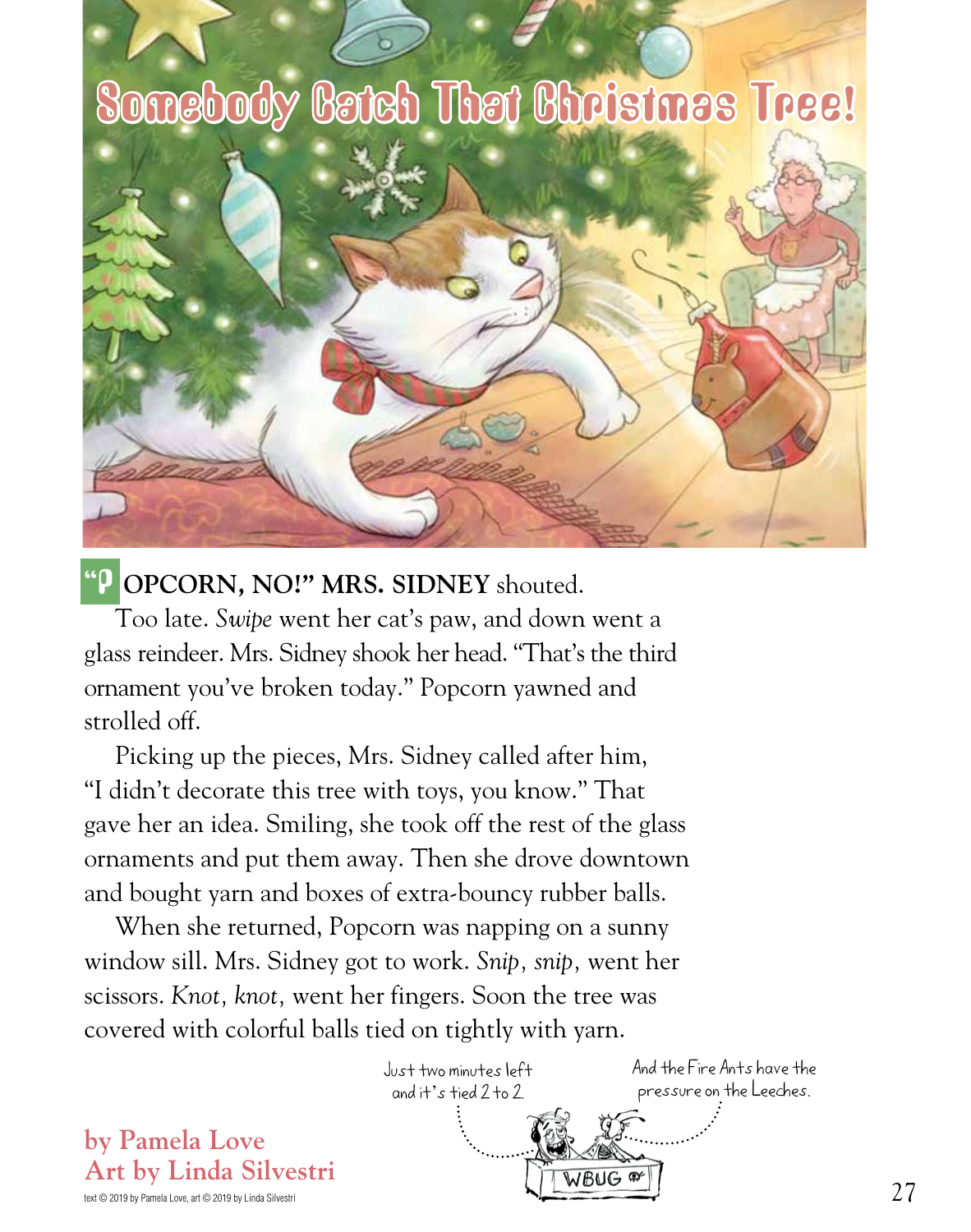# Somebody Catch That Christmas Tree!

"**POPCORN, NO!" MRS. SIDNEY** shouted.

Too late. *Swipe* went her cat's paw, and down went a glass reindeer. Mrs. Sidney shook her head. "That's the third ornament you've broken today." Popcorn yawned and strolled off.

Picking up the pieces, Mrs. Sidney called after him, "I didn't decorate this tree with toys, you know." That gave her an idea. Smiling, she took off the rest of the glass ornaments and put them away. Then she drove downtown and bought yarn and boxes of extra-bouncy rubber balls.

When she returned, Popcorn was napping on a sunny window sill. Mrs. Sidney got to work. *Snip, snip,* went her scissors. *Knot, knot,* went her fingers. Soon the tree was covered with colorful balls tied on tightly with yarn.

**by Pamela Love**
**Art by Linda Silvestri**

text © 2019 by Pamela Love, art © 2019 by Linda Silvestri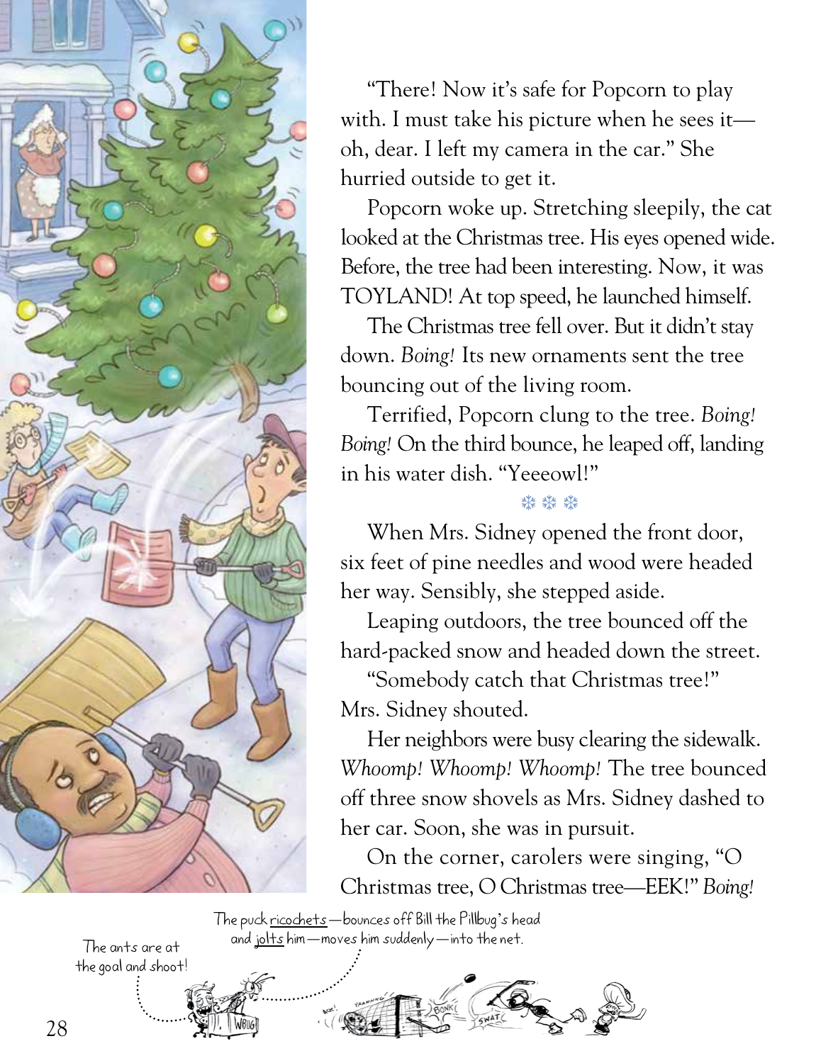"There! Now it's safe for Popcorn to play with. I must take his picture when he sees it—oh, dear. I left my camera in the car." She hurried outside to get it.

Popcorn woke up. Stretching sleepily, the cat looked at the Christmas tree. His eyes opened wide. Before, the tree had been interesting. Now, it was TOYLAND! At top speed, he launched himself.

The Christmas tree fell over. But it didn't stay down. *Boing!* Its new ornaments sent the tree bouncing out of the living room.

Terrified, Popcorn clung to the tree. *Boing! Boing!* On the third bounce, he leaped off, landing in his water dish. "Yeeeowl!"

❄ ❄ ❄

When Mrs. Sidney opened the front door, six feet of pine needles and wood were headed her way. Sensibly, she stepped aside.

Leaping outdoors, the tree bounced off the hard-packed snow and headed down the street.

"Somebody catch that Christmas tree!" Mrs. Sidney shouted.

Her neighbors were busy clearing the sidewalk. *Whoomp! Whoomp! Whoomp!* The tree bounced off three snow shovels as Mrs. Sidney dashed to her car. Soon, she was in pursuit.

On the corner, carolers were singing, "O Christmas tree, O Christmas tree—EEK!" *Boing!*

The ants are at the goal and shoot!

The puck ricochets—bounces off Bill the Pillbug's head and jolts him—moves him suddenly—into the net.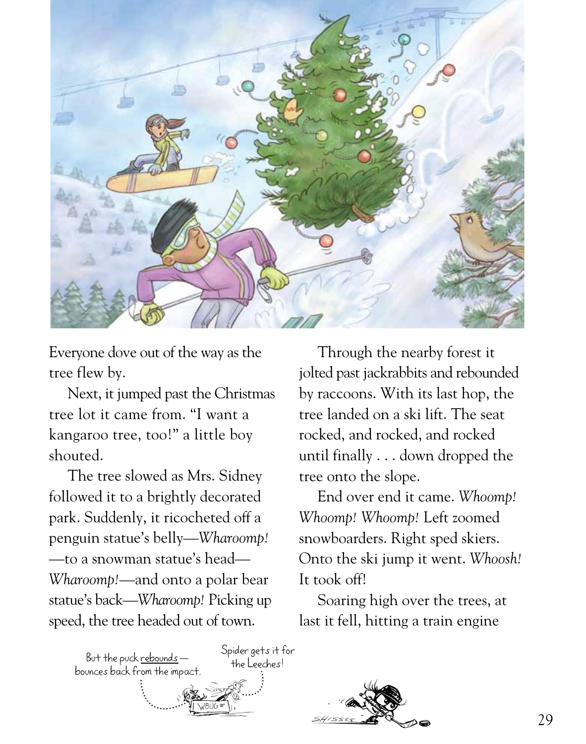Everyone dove out of the way as the tree flew by.

Next, it jumped past the Christmas tree lot it came from. "I want a kangaroo tree, too!" a little boy shouted.

The tree slowed as Mrs. Sidney followed it to a brightly decorated park. Suddenly, it ricocheted off a penguin statue's belly—*Wharoomp!* —to a snowman statue's head—*Wharoomp!*—and onto a polar bear statue's back—*Wharoomp!* Picking up speed, the tree headed out of town.

Through the nearby forest it jolted past jackrabbits and rebounded by raccoons. With its last hop, the tree landed on a ski lift. The seat rocked, and rocked, and rocked until finally . . . down dropped the tree onto the slope.

End over end it came. *Whoomp! Whoomp! Whoomp!* Left zoomed snowboarders. Right sped skiers. Onto the ski jump it went. *Whoosh!* It took off!

Soaring high over the trees, at last it fell, hitting a train engine

But the puck rebounds—bounces back from the impact.

Spider gets it for the Leeches!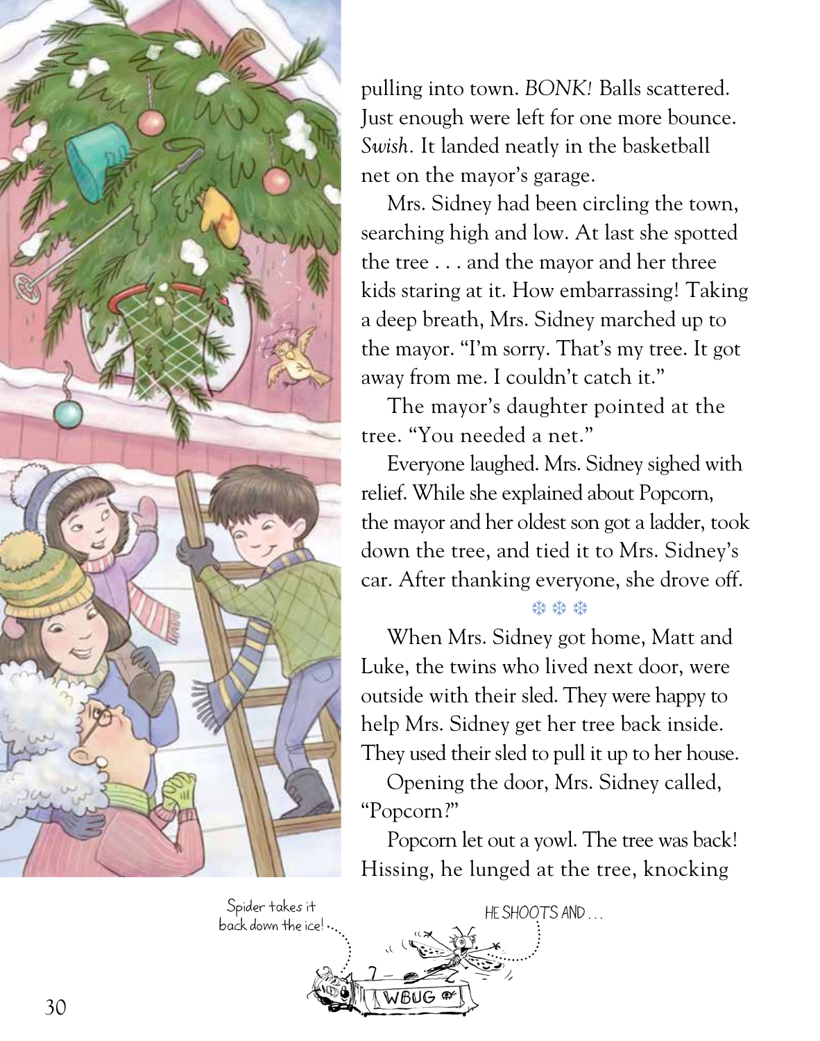pulling into town. *BONK!* Balls scattered. Just enough were left for one more bounce. *Swish.* It landed neatly in the basketball net on the mayor's garage.

Mrs. Sidney had been circling the town, searching high and low. At last she spotted the tree . . . and the mayor and her three kids staring at it. How embarrassing! Taking a deep breath, Mrs. Sidney marched up to the mayor. "I'm sorry. That's my tree. It got away from me. I couldn't catch it."

The mayor's daughter pointed at the tree. "You needed a net."

Everyone laughed. Mrs. Sidney sighed with relief. While she explained about Popcorn, the mayor and her oldest son got a ladder, took down the tree, and tied it to Mrs. Sidney's car. After thanking everyone, she drove off.

❄ ❄ ❄

When Mrs. Sidney got home, Matt and Luke, the twins who lived next door, were outside with their sled. They were happy to help Mrs. Sidney get her tree back inside. They used their sled to pull it up to her house.

Opening the door, Mrs. Sidney called, "Popcorn?"

Popcorn let out a yowl. The tree was back! Hissing, he lunged at the tree, knocking

Spider takes it back down the ice!

HE SHOOTS AND . . .

WBUG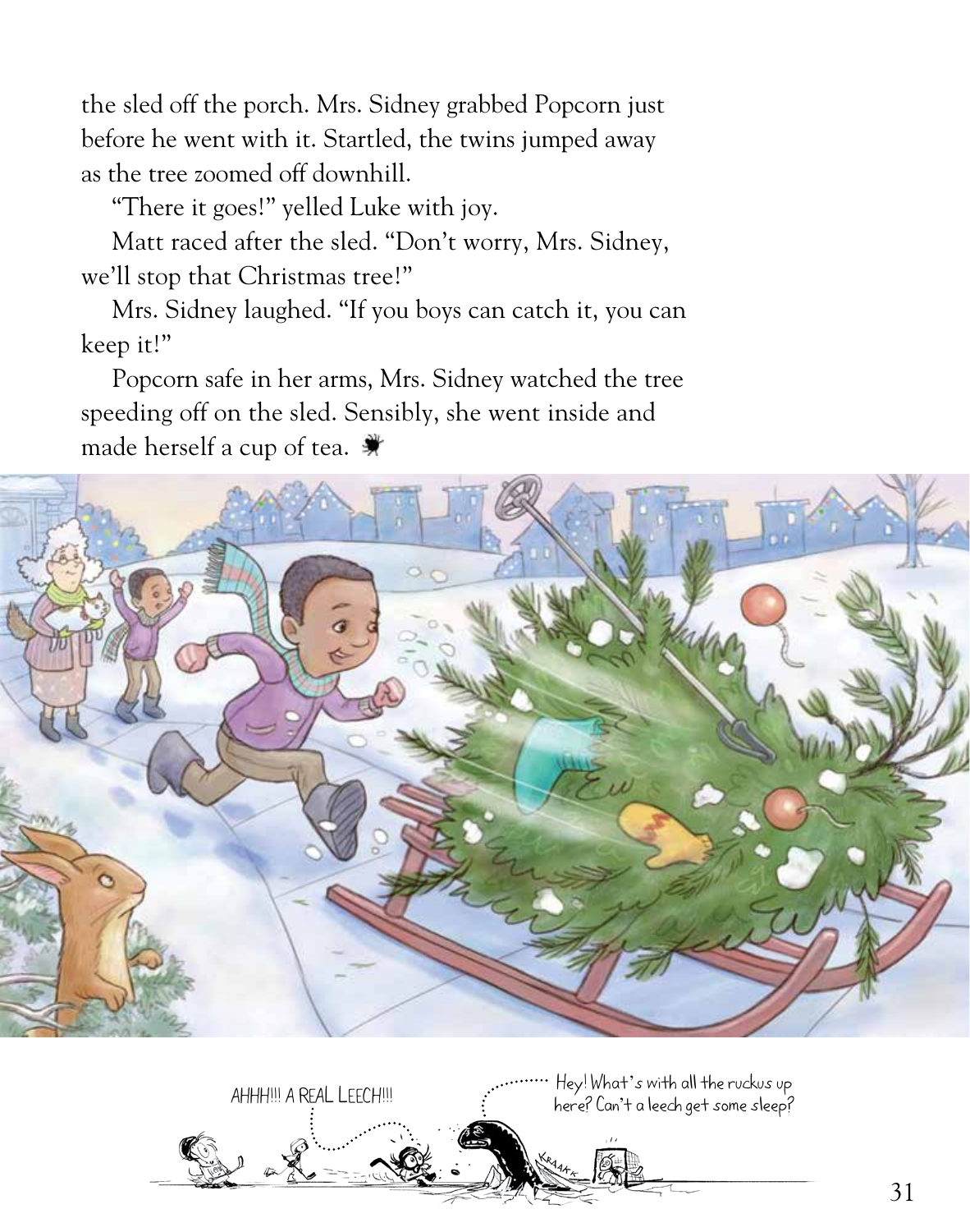the sled off the porch. Mrs. Sidney grabbed Popcorn just before he went with it. Startled, the twins jumped away as the tree zoomed off downhill.

"There it goes!" yelled Luke with joy.

Matt raced after the sled. "Don't worry, Mrs. Sidney, we'll stop that Christmas tree!"

Mrs. Sidney laughed. "If you boys can catch it, you can keep it!"

Popcorn safe in her arms, Mrs. Sidney watched the tree speeding off on the sled. Sensibly, she went inside and made herself a cup of tea.